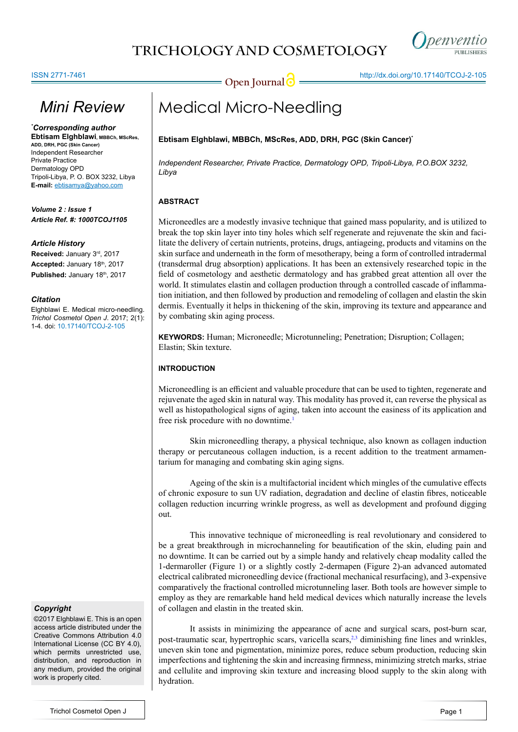# Medical Micro-Needling

**Ebtisam Elghblawi, MBBCh, MScRes, ADD, DRH, PGC (Skin Cancer)***

*Independent Researcher, Private Practice, Dermatology OPD, Tripoli-Libya, P.O.BOX 3232, Libya*

*Mini Review*

***Corresponding author**
**Ebtisam Elghblawi**, MBBCh, MScRes, ADD, DRH, PGC (Skin Cancer)
Independent Researcher
Private Practice
Dermatology OPD
Tripoli-Libya, P. O. BOX 3232, Libya
**E-mail:** ebtisamya@yahoo.com

***Volume 2 : Issue 1***
***Article Ref. #: 1000TCOJ1105***

***Article History***
**Received:** January 3rd, 2017
**Accepted:** January 18th, 2017
**Published:** January 18th, 2017

***Citation***
Elghblawi E. Medical micro-needling. *Trichol Cosmetol Open J*. 2017; 2(1): 1-4. doi: 10.17140/TCOJ-2-105

***Copyright***
©2017 Elghblawi E. This is an open access article distributed under the Creative Commons Attribution 4.0 International License (CC BY 4.0), which permits unrestricted use, distribution, and reproduction in any medium, provided the original work is properly cited.

## ABSTRACT

Microneedles are a modestly invasive technique that gained mass popularity, and is utilized to break the top skin layer into tiny holes which self regenerate and rejuvenate the skin and facilitate the delivery of certain nutrients, proteins, drugs, antiageing, products and vitamins on the skin surface and underneath in the form of mesotherapy, being a form of controlled intradermal (transdermal drug absorption) applications. It has been an extensively researched topic in the field of cosmetology and aesthetic dermatology and has grabbed great attention all over the world. It stimulates elastin and collagen production through a controlled cascade of inflammation initiation, and then followed by production and remodeling of collagen and elastin the skin dermis. Eventually it helps in thickening of the skin, improving its texture and appearance and by combating skin aging process.

**KEYWORDS:** Human; Microneedle; Microtunneling; Penetration; Disruption; Collagen; Elastin; Skin texture.

## INTRODUCTION

Microneedling is an efficient and valuable procedure that can be used to tighten, regenerate and rejuvenate the aged skin in natural way. This modality has proved it, can reverse the physical as well as histopathological signs of aging, taken into account the easiness of its application and free risk procedure with no downtime.[1]

Skin microneedling therapy, a physical technique, also known as collagen induction therapy or percutaneous collagen induction, is a recent addition to the treatment armamentarium for managing and combating skin aging signs.

Ageing of the skin is a multifactorial incident which mingles of the cumulative effects of chronic exposure to sun UV radiation, degradation and decline of elastin fibres, noticeable collagen reduction incurring wrinkle progress, as well as development and profound digging out.

This innovative technique of microneedling is real revolutionary and considered to be a great breakthrough in microchanneling for beautification of the skin, eluding pain and no downtime. It can be carried out by a simple handy and relatively cheap modality called the 1-dermaroller (Figure 1) or a slightly costly 2-dermapen (Figure 2)-an advanced automated electrical calibrated microneedling device (fractional mechanical resurfacing), and 3-expensive comparatively the fractional controlled microtunneling laser. Both tools are however simple to employ as they are remarkable hand held medical devices which naturally increase the levels of collagen and elastin in the treated skin.

It assists in minimizing the appearance of acne and surgical scars, post-burn scar, post-traumatic scar, hypertrophic scars, varicella scars,[2,3] diminishing fine lines and wrinkles, uneven skin tone and pigmentation, minimize pores, reduce sebum production, reducing skin imperfections and tightening the skin and increasing firmness, minimizing stretch marks, striae and cellulite and improving skin texture and increasing blood supply to the skin along with hydration.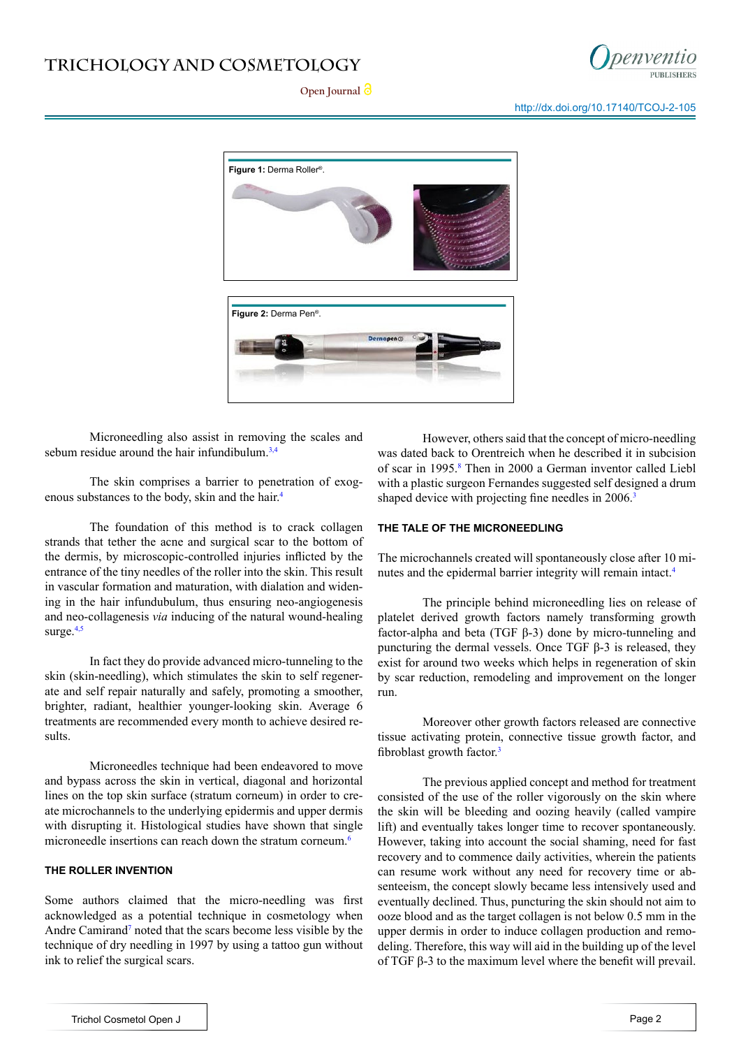**Figure 1:** Derma Roller®.

**Figure 2:** Derma Pen®.

Microneedling also assist in removing the scales and sebum residue around the hair infundibulum.[3,4]

The skin comprises a barrier to penetration of exogenous substances to the body, skin and the hair.[4]

The foundation of this method is to crack collagen strands that tether the acne and surgical scar to the bottom of the dermis, by microscopic-controlled injuries inflicted by the entrance of the tiny needles of the roller into the skin. This result in vascular formation and maturation, with dialation and widening in the hair infundubulum, thus ensuring neo-angiogenesis and neo-collagenesis *via* inducing of the natural wound-healing surge.[4,5]

In fact they do provide advanced micro-tunneling to the skin (skin-needling), which stimulates the skin to self regenerate and self repair naturally and safely, promoting a smoother, brighter, radiant, healthier younger-looking skin. Average 6 treatments are recommended every month to achieve desired results.

Microneedles technique had been endeavored to move and bypass across the skin in vertical, diagonal and horizontal lines on the top skin surface (stratum corneum) in order to create microchannels to the underlying epidermis and upper dermis with disrupting it. Histological studies have shown that single microneedle insertions can reach down the stratum corneum.[6]

## THE ROLLER INVENTION

Some authors claimed that the micro-needling was first acknowledged as a potential technique in cosmetology when Andre Camirand[7] noted that the scars become less visible by the technique of dry needling in 1997 by using a tattoo gun without ink to relief the surgical scars.

However, others said that the concept of micro-needling was dated back to Orentreich when he described it in subcision of scar in 1995.[8] Then in 2000 a German inventor called Liebl with a plastic surgeon Fernandes suggested self designed a drum shaped device with projecting fine needles in 2006.[3]

## THE TALE OF THE MICRONEEDLING

The microchannels created will spontaneously close after 10 minutes and the epidermal barrier integrity will remain intact.[4]

The principle behind microneedling lies on release of platelet derived growth factors namely transforming growth factor-alpha and beta (TGF β-3) done by micro-tunneling and puncturing the dermal vessels. Once TGF β-3 is released, they exist for around two weeks which helps in regeneration of skin by scar reduction, remodeling and improvement on the longer run.

Moreover other growth factors released are connective tissue activating protein, connective tissue growth factor, and fibroblast growth factor.[3]

The previous applied concept and method for treatment consisted of the use of the roller vigorously on the skin where the skin will be bleeding and oozing heavily (called vampire lift) and eventually takes longer time to recover spontaneously. However, taking into account the social shaming, need for fast recovery and to commence daily activities, wherein the patients can resume work without any need for recovery time or absenteeism, the concept slowly became less intensively used and eventually declined. Thus, puncturing the skin should not aim to ooze blood and as the target collagen is not below 0.5 mm in the upper dermis in order to induce collagen production and remodeling. Therefore, this way will aid in the building up of the level of TGF β-3 to the maximum level where the benefit will prevail.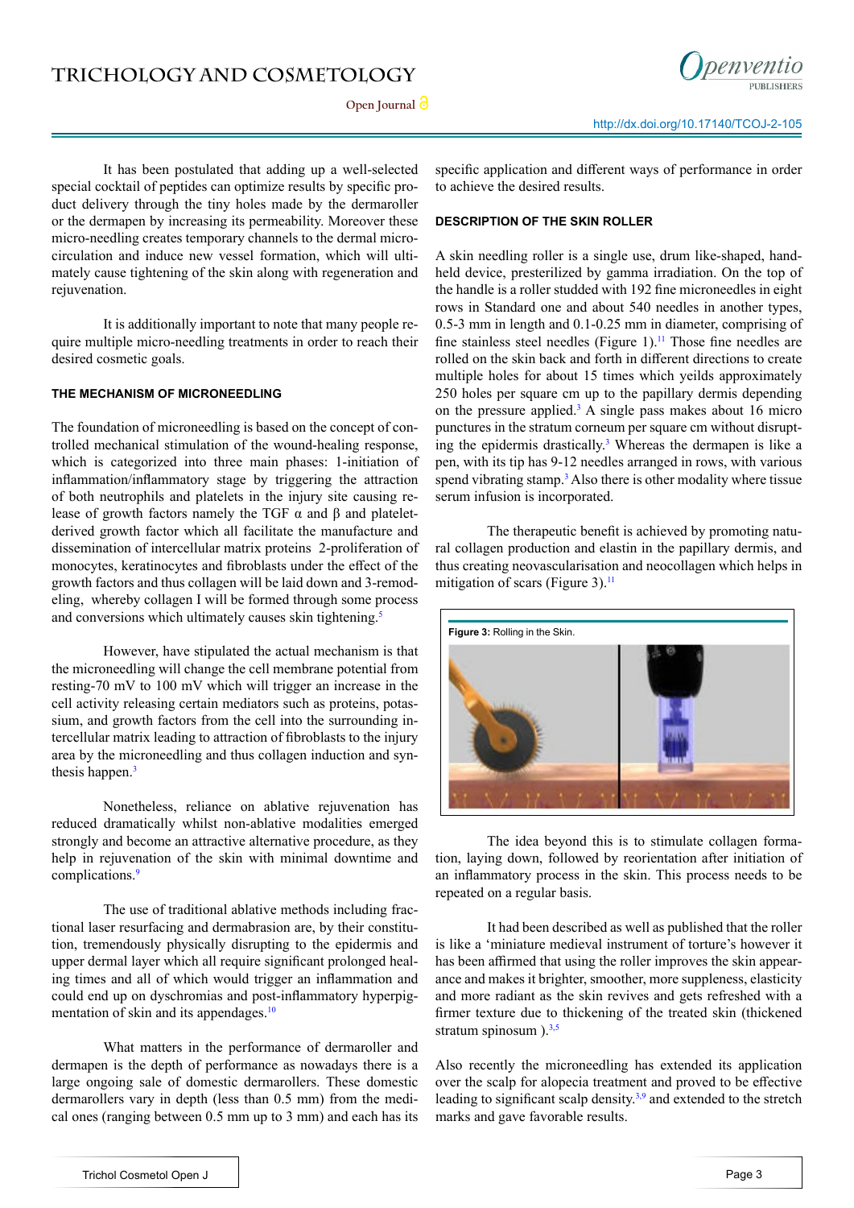It has been postulated that adding up a well-selected special cocktail of peptides can optimize results by specific product delivery through the tiny holes made by the dermaroller or the dermapen by increasing its permeability. Moreover these micro-needling creates temporary channels to the dermal microcirculation and induce new vessel formation, which will ultimately cause tightening of the skin along with regeneration and rejuvenation.

It is additionally important to note that many people require multiple micro-needling treatments in order to reach their desired cosmetic goals.

## THE MECHANISM OF MICRONEEDLING

The foundation of microneedling is based on the concept of controlled mechanical stimulation of the wound-healing response, which is categorized into three main phases: 1-initiation of inflammation/inflammatory stage by triggering the attraction of both neutrophils and platelets in the injury site causing release of growth factors namely the TGF α and β and platelet-derived growth factor which all facilitate the manufacture and dissemination of intercellular matrix proteins 2-proliferation of monocytes, keratinocytes and fibroblasts under the effect of the growth factors and thus collagen will be laid down and 3-remodeling, whereby collagen I will be formed through some process and conversions which ultimately causes skin tightening.[5]

However, have stipulated the actual mechanism is that the microneedling will change the cell membrane potential from resting-70 mV to 100 mV which will trigger an increase in the cell activity releasing certain mediators such as proteins, potassium, and growth factors from the cell into the surrounding intercellular matrix leading to attraction of fibroblasts to the injury area by the microneedling and thus collagen induction and synthesis happen.[3]

Nonetheless, reliance on ablative rejuvenation has reduced dramatically whilst non-ablative modalities emerged strongly and become an attractive alternative procedure, as they help in rejuvenation of the skin with minimal downtime and complications.[9]

The use of traditional ablative methods including fractional laser resurfacing and dermabrasion are, by their constitution, tremendously physically disrupting to the epidermis and upper dermal layer which all require significant prolonged healing times and all of which would trigger an inflammation and could end up on dyschromias and post-inflammatory hyperpigmentation of skin and its appendages.[10]

What matters in the performance of dermaroller and dermapen is the depth of performance as nowadays there is a large ongoing sale of domestic dermarollers. These domestic dermarollers vary in depth (less than 0.5 mm) from the medical ones (ranging between 0.5 mm up to 3 mm) and each has its specific application and different ways of performance in order to achieve the desired results.

## DESCRIPTION OF THE SKIN ROLLER

A skin needling roller is a single use, drum like-shaped, hand-held device, presterilized by gamma irradiation. On the top of the handle is a roller studded with 192 fine microneedles in eight rows in Standard one and about 540 needles in another types, 0.5-3 mm in length and 0.1-0.25 mm in diameter, comprising of fine stainless steel needles (Figure 1).[11] Those fine needles are rolled on the skin back and forth in different directions to create multiple holes for about 15 times which yeilds approximately 250 holes per square cm up to the papillary dermis depending on the pressure applied.[3] A single pass makes about 16 micro punctures in the stratum corneum per square cm without disrupting the epidermis drastically.[3] Whereas the dermapen is like a pen, with its tip has 9-12 needles arranged in rows, with various spend vibrating stamp.[3] Also there is other modality where tissue serum infusion is incorporated.

The therapeutic benefit is achieved by promoting natural collagen production and elastin in the papillary dermis, and thus creating neovascularisation and neocollagen which helps in mitigation of scars (Figure 3).[11]

**Figure 3:** Rolling in the Skin.

The idea beyond this is to stimulate collagen formation, laying down, followed by reorientation after initiation of an inflammatory process in the skin. This process needs to be repeated on a regular basis.

It had been described as well as published that the roller is like a 'miniature medieval instrument of torture's however it has been affirmed that using the roller improves the skin appearance and makes it brighter, smoother, more suppleness, elasticity and more radiant as the skin revives and gets refreshed with a firmer texture due to thickening of the treated skin (thickened stratum spinosum ).[3,5]

Also recently the microneedling has extended its application over the scalp for alopecia treatment and proved to be effective leading to significant scalp density.[3,9] and extended to the stretch marks and gave favorable results.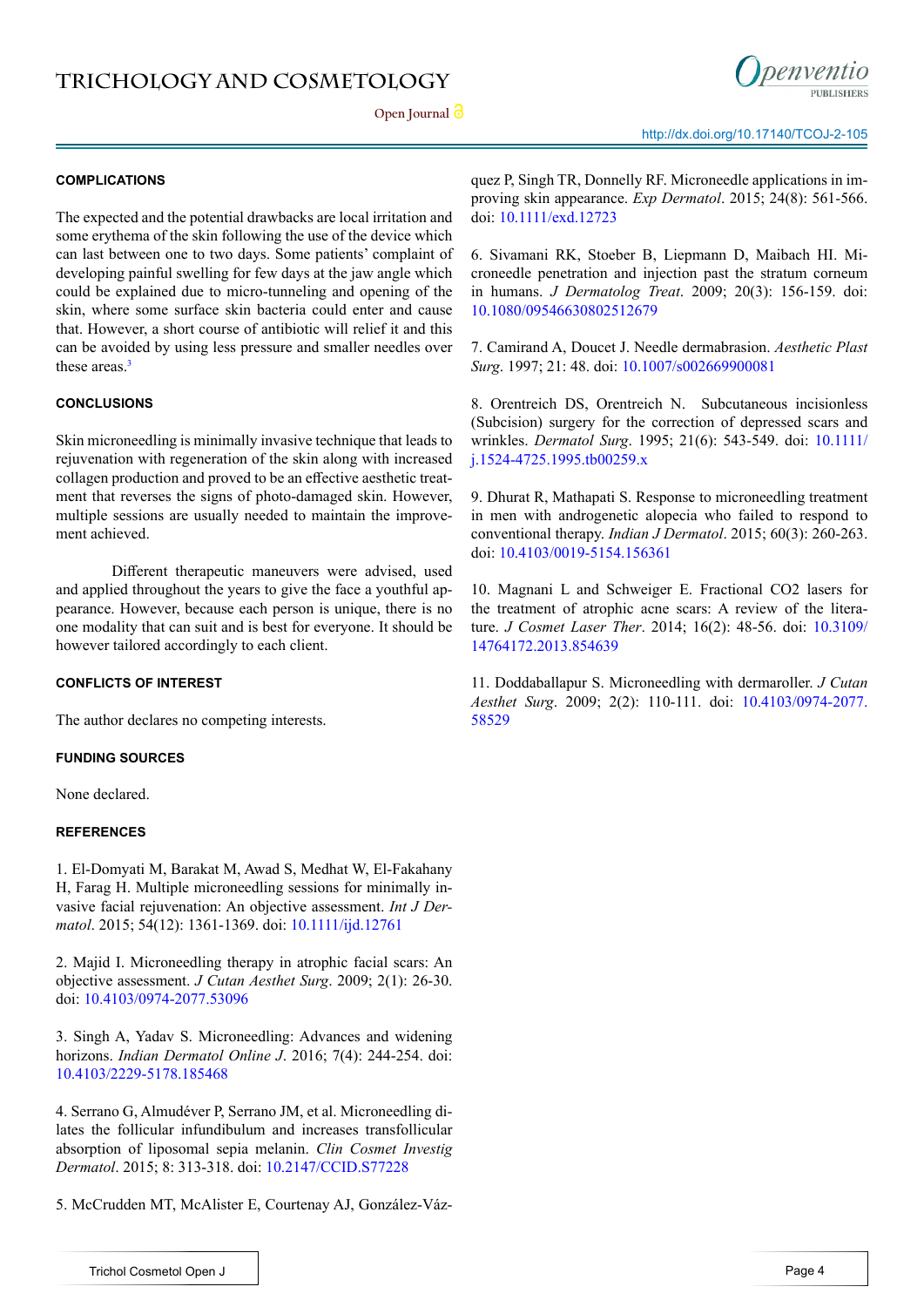## COMPLICATIONS

The expected and the potential drawbacks are local irritation and some erythema of the skin following the use of the device which can last between one to two days. Some patients' complaint of developing painful swelling for few days at the jaw angle which could be explained due to micro-tunneling and opening of the skin, where some surface skin bacteria could enter and cause that. However, a short course of antibiotic will relief it and this can be avoided by using less pressure and smaller needles over these areas.[3]

## CONCLUSIONS

Skin microneedling is minimally invasive technique that leads to rejuvenation with regeneration of the skin along with increased collagen production and proved to be an effective aesthetic treatment that reverses the signs of photo-damaged skin. However, multiple sessions are usually needed to maintain the improvement achieved.

Different therapeutic maneuvers were advised, used and applied throughout the years to give the face a youthful appearance. However, because each person is unique, there is no one modality that can suit and is best for everyone. It should be however tailored accordingly to each client.

## CONFLICTS OF INTEREST

The author declares no competing interests.

## FUNDING SOURCES

None declared.

## REFERENCES

1. El-Domyati M, Barakat M, Awad S, Medhat W, El-Fakahany H, Farag H. Multiple microneedling sessions for minimally invasive facial rejuvenation: An objective assessment. *Int J Dermatol*. 2015; 54(12): 1361-1369. doi: 10.1111/ijd.12761

2. Majid I. Microneedling therapy in atrophic facial scars: An objective assessment. *J Cutan Aesthet Surg*. 2009; 2(1): 26-30. doi: 10.4103/0974-2077.53096

3. Singh A, Yadav S. Microneedling: Advances and widening horizons. *Indian Dermatol Online J*. 2016; 7(4): 244-254. doi: 10.4103/2229-5178.185468

4. Serrano G, Almudéver P, Serrano JM, et al. Microneedling dilates the follicular infundibulum and increases transfollicular absorption of liposomal sepia melanin. *Clin Cosmet Investig Dermatol*. 2015; 8: 313-318. doi: 10.2147/CCID.S77228

5. McCrudden MT, McAlister E, Courtenay AJ, González-Vázquez P, Singh TR, Donnelly RF. Microneedle applications in improving skin appearance. *Exp Dermatol*. 2015; 24(8): 561-566. doi: 10.1111/exd.12723

6. Sivamani RK, Stoeber B, Liepmann D, Maibach HI. Microneedle penetration and injection past the stratum corneum in humans. *J Dermatolog Treat*. 2009; 20(3): 156-159. doi: 10.1080/09546630802512679

7. Camirand A, Doucet J. Needle dermabrasion. *Aesthetic Plast Surg*. 1997; 21: 48. doi: 10.1007/s002669900081

8. Orentreich DS, Orentreich N. Subcutaneous incisionless (Subcision) surgery for the correction of depressed scars and wrinkles. *Dermatol Surg*. 1995; 21(6): 543-549. doi: 10.1111/j.1524-4725.1995.tb00259.x

9. Dhurat R, Mathapati S. Response to microneedling treatment in men with androgenetic alopecia who failed to respond to conventional therapy. *Indian J Dermatol*. 2015; 60(3): 260-263. doi: 10.4103/0019-5154.156361

10. Magnani L and Schweiger E. Fractional CO2 lasers for the treatment of atrophic acne scars: A review of the literature. *J Cosmet Laser Ther*. 2014; 16(2): 48-56. doi: 10.3109/14764172.2013.854639

11. Doddaballapur S. Microneedling with dermaroller. *J Cutan Aesthet Surg*. 2009; 2(2): 110-111. doi: 10.4103/0974-2077.58529